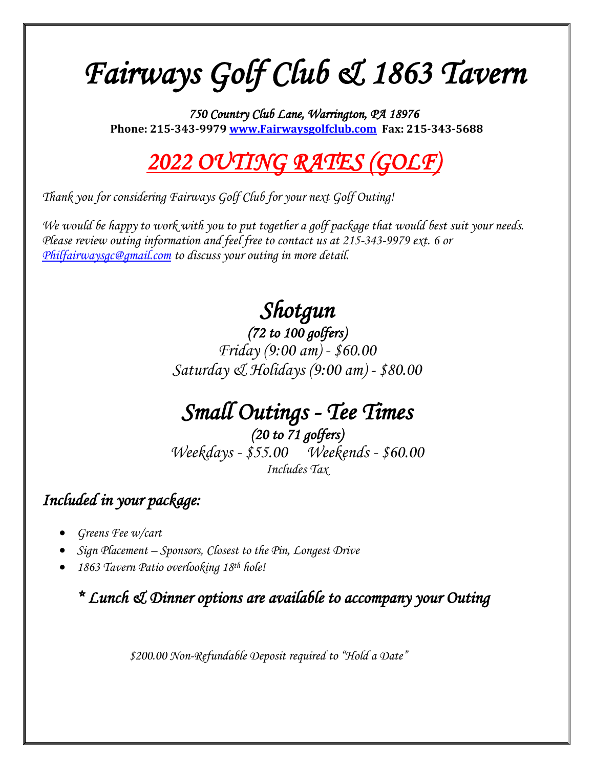# *Fairways Golf Club & 1863 Tavern*

*750 Country Club Lane, Warrington, PA 18976*
**Phone: 215-343-9979 [www.Fairwaysgolfclub.com](http://www.Fairwaysgolfclub.com) Fax: 215-343-5688**

## *2022 OUTING RATES (GOLF)*

*Thank you for considering Fairways Golf Club for your next Golf Outing!*

*We would be happy to work with you to put together a golf package that would best suit your needs. Please review outing information and feel free to contact us at 215-343-9979 ext. 6 or [Philfairwaysgc@gmail.com](mailto:Philfairwaysgc@gmail.com) to discuss your outing in more detail.*

## *Shotgun*

*(72 to 100 golfers)*
*Friday (9:00 am) - $60.00*
*Saturday & Holidays (9:00 am) - $80.00*

## *Small Outings - Tee Times*

*(20 to 71 golfers)*
*Weekdays - $55.00 Weekends - $60.00*
*Includes Tax*

### *Included in your package:*

- *Greens Fee w/cart*
- *Sign Placement – Sponsors, Closest to the Pin, Longest Drive*
- *1863 Tavern Patio overlooking 18th hole!*

*\* Lunch & Dinner options are available to accompany your Outing*

*$200.00 Non-Refundable Deposit required to "Hold a Date"*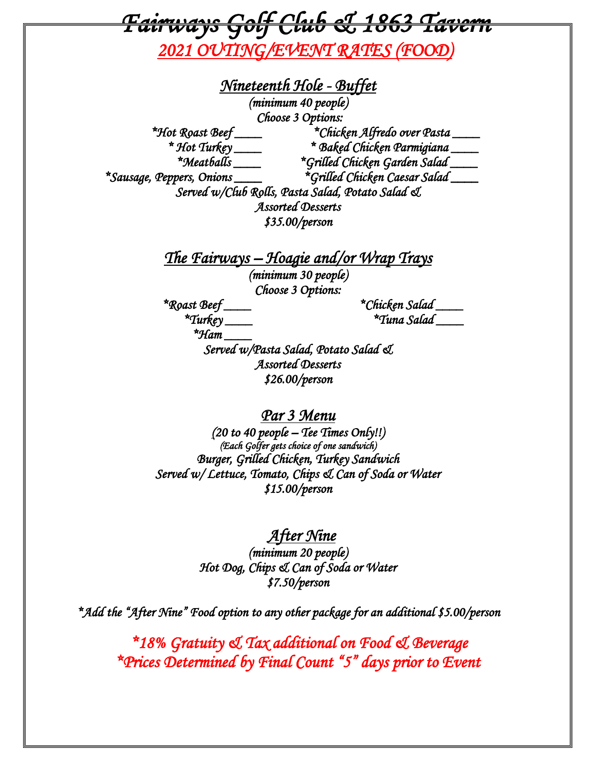# Fairways Golf Club & 1863 Tavern

## 2021 OUTING/EVENT RATES (FOOD)

### Nineteenth Hole - Buffet

(minimum 40 people)

Choose 3 Options:

*Hot Roast Beef ____
* Hot Turkey ____
*Meatballs ____
*Sausage, Peppers, Onions ____
*Chicken Alfredo over Pasta ____
* Baked Chicken Parmigiana ____
*Grilled Chicken Garden Salad ____
*Grilled Chicken Caesar Salad ____

Served w/Club Rolls, Pasta Salad, Potato Salad & Assorted Desserts

$35.00/person

### The Fairways – Hoagie and/or Wrap Trays

(minimum 30 people)

Choose 3 Options:

*Roast Beef ____
*Turkey ____
*Ham ____
*Chicken Salad ____
*Tuna Salad ____

Served w/Pasta Salad, Potato Salad & Assorted Desserts

$26.00/person

### Par 3 Menu

(20 to 40 people – Tee Times Only!!)

(Each Golfer gets choice of one sandwich)

Burger, Grilled Chicken, Turkey Sandwich

Served w/ Lettuce, Tomato, Chips & Can of Soda or Water

$15.00/person

### After Nine

(minimum 20 people)

Hot Dog, Chips & Can of Soda or Water

$7.50/person

*Add the "After Nine" Food option to any other package for an additional $5.00/person

*18% Gratuity & Tax additional on Food & Beverage

*Prices Determined by Final Count "5" days prior to Event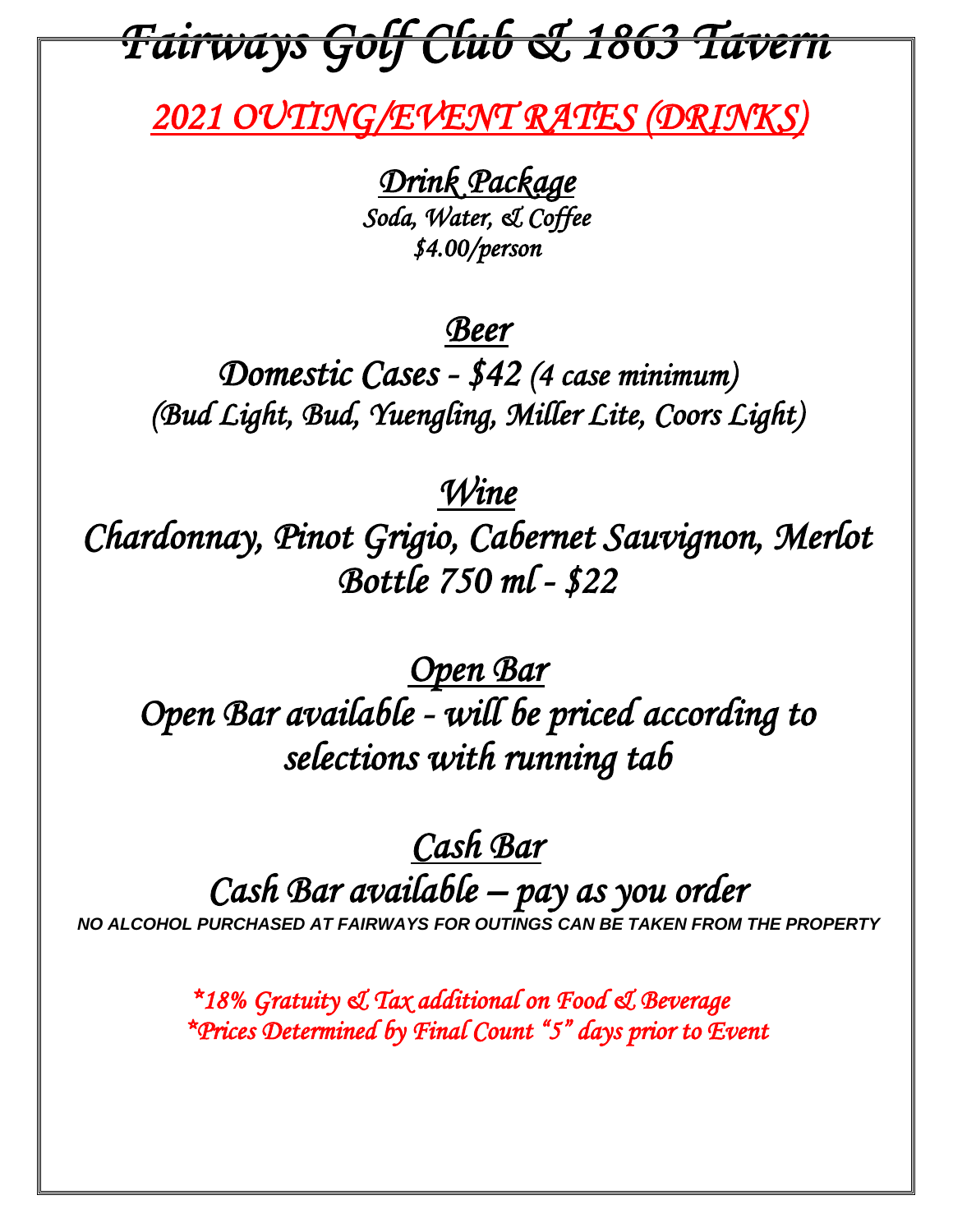# *Fairways Golf Club & 1863 Tavern*

## *2021 OUTING/EVENT RATES (DRINKS)*

### *Drink Package*

*Soda, Water, & Coffee*
*$4.00/person*

### *Beer*

*Domestic Cases - $42 (4 case minimum)*
*(Bud Light, Bud, Yuengling, Miller Lite, Coors Light)*

### *Wine*

*Chardonnay, Pinot Grigio, Cabernet Sauvignon, Merlot*
*Bottle 750 ml - $22*

### *Open Bar*

*Open Bar available - will be priced according to selections with running tab*

### *Cash Bar*

*Cash Bar available – pay as you order*

***NO ALCOHOL PURCHASED AT FAIRWAYS FOR OUTINGS CAN BE TAKEN FROM THE PROPERTY***

*\*18% Gratuity & Tax additional on Food & Beverage*
*\*Prices Determined by Final Count "5" days prior to Event*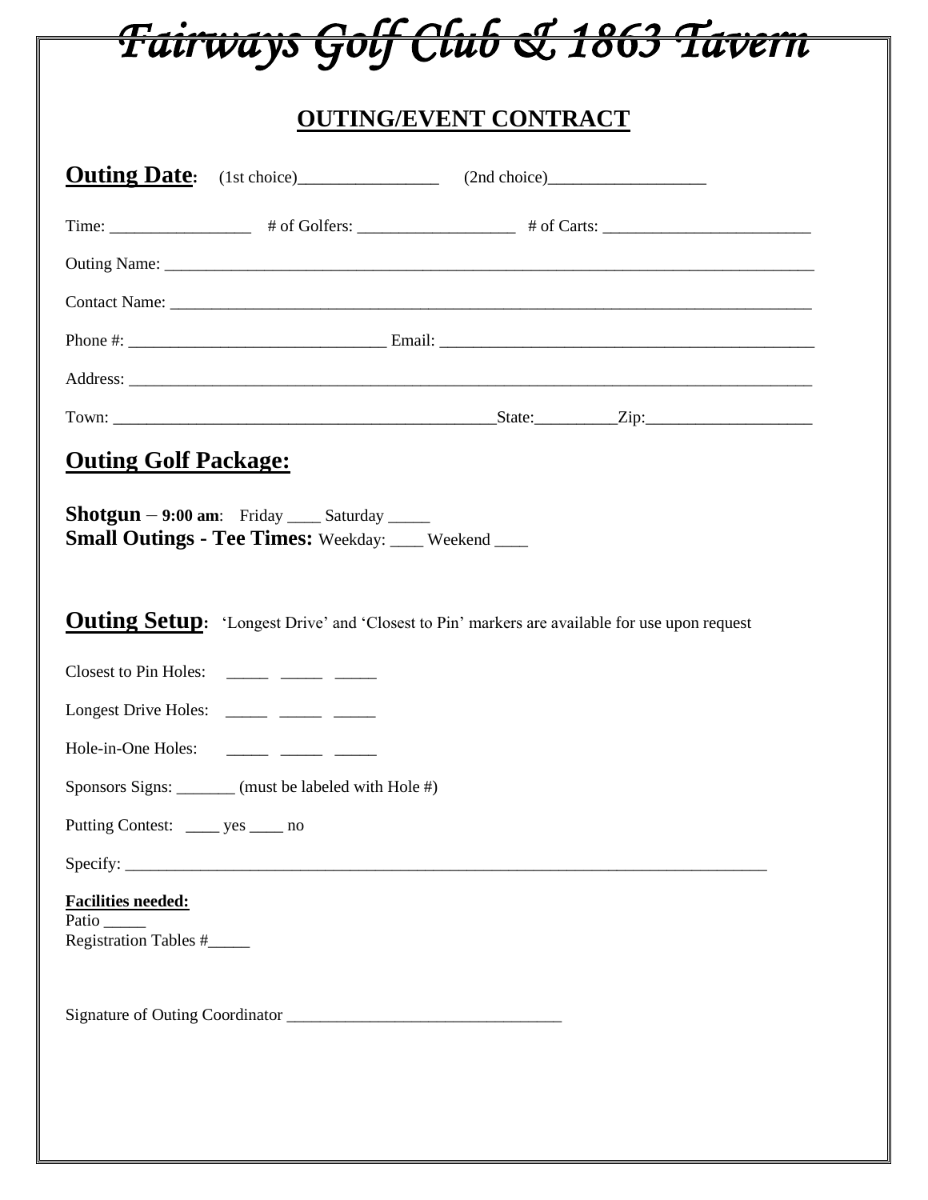# *Fairways Golf Club & 1863 Tavern*

## OUTING/EVENT CONTRACT

**Outing Date:** (1st choice)_________________ (2nd choice)___________________

Time: _________________ # of Golfers: ___________________ # of Carts: _________________________

Outing Name: ___________________________________________________________________________________

Contact Name: __________________________________________________________________________________

Phone #: _______________________________ Email: _______________________________________________

Address: _______________________________________________________________________________________

Town: _______________________________________________State:__________Zip:____________________

## Outing Golf Package:

**Shotgun** – **9:00 am**: Friday ____ Saturday _____
**Small Outings - Tee Times:** Weekday: ____ Weekend ____

**Outing Setup:** 'Longest Drive' and 'Closest to Pin' markers are available for use upon request

Closest to Pin Holes: _____ _____ _____

Longest Drive Holes: _____ _____ _____

Hole-in-One Holes: _____ _____ _____

Sponsors Signs: _______ (must be labeled with Hole #)

Putting Contest: ____ yes ____ no

Specify: _______________________________________________________________________________

**Facilities needed:**
Patio _____
Registration Tables #_____

Signature of Outing Coordinator _________________________________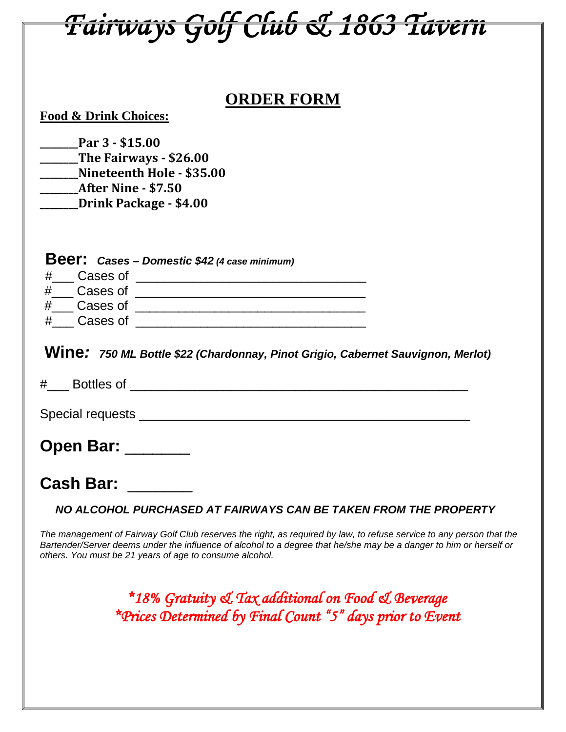# *Fairways Golf Club & 1863 Tavern*

## ORDER FORM

**Food & Drink Choices:**

**_______Par 3 - $15.00**
**_______The Fairways - $26.00**
**_______Nineteenth Hole - $35.00**
**_______After Nine - $7.50**
**_______Drink Package - $4.00**

**Beer:** ***Cases – Domestic $42 (4 case minimum)***

#___ Cases of _______________________________
#___ Cases of _______________________________
#___ Cases of _______________________________
#___ Cases of _______________________________

**Wine*:*** ***750 ML Bottle $22 (Chardonnay, Pinot Grigio, Cabernet Sauvignon, Merlot)***

#___ Bottles of ______________________________________________

Special requests ____________________________________________

**Open Bar:** _______

**Cash Bar:** _______

***NO ALCOHOL PURCHASED AT FAIRWAYS CAN BE TAKEN FROM THE PROPERTY***

*The management of Fairway Golf Club reserves the right, as required by law, to refuse service to any person that the Bartender/Server deems under the influence of alcohol to a degree that he/she may be a danger to him or herself or others. You must be 21 years of age to consume alcohol.*

*\*18% Gratuity & Tax additional on Food & Beverage*
*\*Prices Determined by Final Count "5" days prior to Event*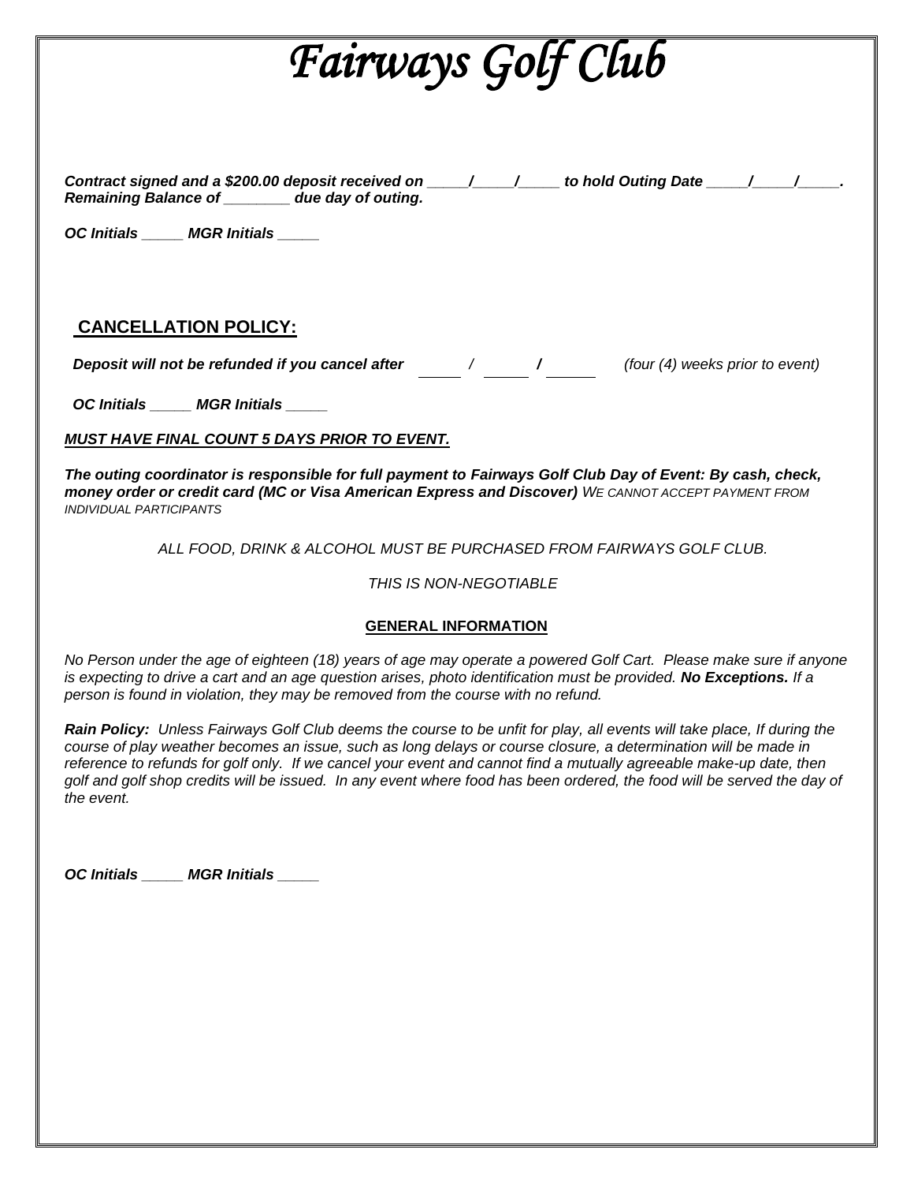# *Fairways Golf Club*

***Contract signed and a $200.00 deposit received on _____/_____/_____ to hold Outing Date _____/_____/_____. Remaining Balance of ________ due day of outing.***

***OC Initials _____ MGR Initials _____***

## CANCELLATION POLICY:

***Deposit will not be refunded if you cancel after _____ / _____ / _____*** *(four (4) weeks prior to event)*

***OC Initials _____ MGR Initials _____***

***MUST HAVE FINAL COUNT 5 DAYS PRIOR TO EVENT.***

***The outing coordinator is responsible for full payment to Fairways Golf Club Day of Event: By cash, check, money order or credit card (MC or Visa American Express and Discover)*** *WE CANNOT ACCEPT PAYMENT FROM INDIVIDUAL PARTICIPANTS*

*ALL FOOD, DRINK & ALCOHOL MUST BE PURCHASED FROM FAIRWAYS GOLF CLUB.*

*THIS IS NON-NEGOTIABLE*

### GENERAL INFORMATION

*No Person under the age of eighteen (18) years of age may operate a powered Golf Cart. Please make sure if anyone is expecting to drive a cart and an age question arises, photo identification must be provided.* ***No Exceptions.*** *If a person is found in violation, they may be removed from the course with no refund.*

***Rain Policy:*** *Unless Fairways Golf Club deems the course to be unfit for play, all events will take place, If during the course of play weather becomes an issue, such as long delays or course closure, a determination will be made in reference to refunds for golf only. If we cancel your event and cannot find a mutually agreeable make-up date, then golf and golf shop credits will be issued. In any event where food has been ordered, the food will be served the day of the event.*

***OC Initials _____ MGR Initials _____***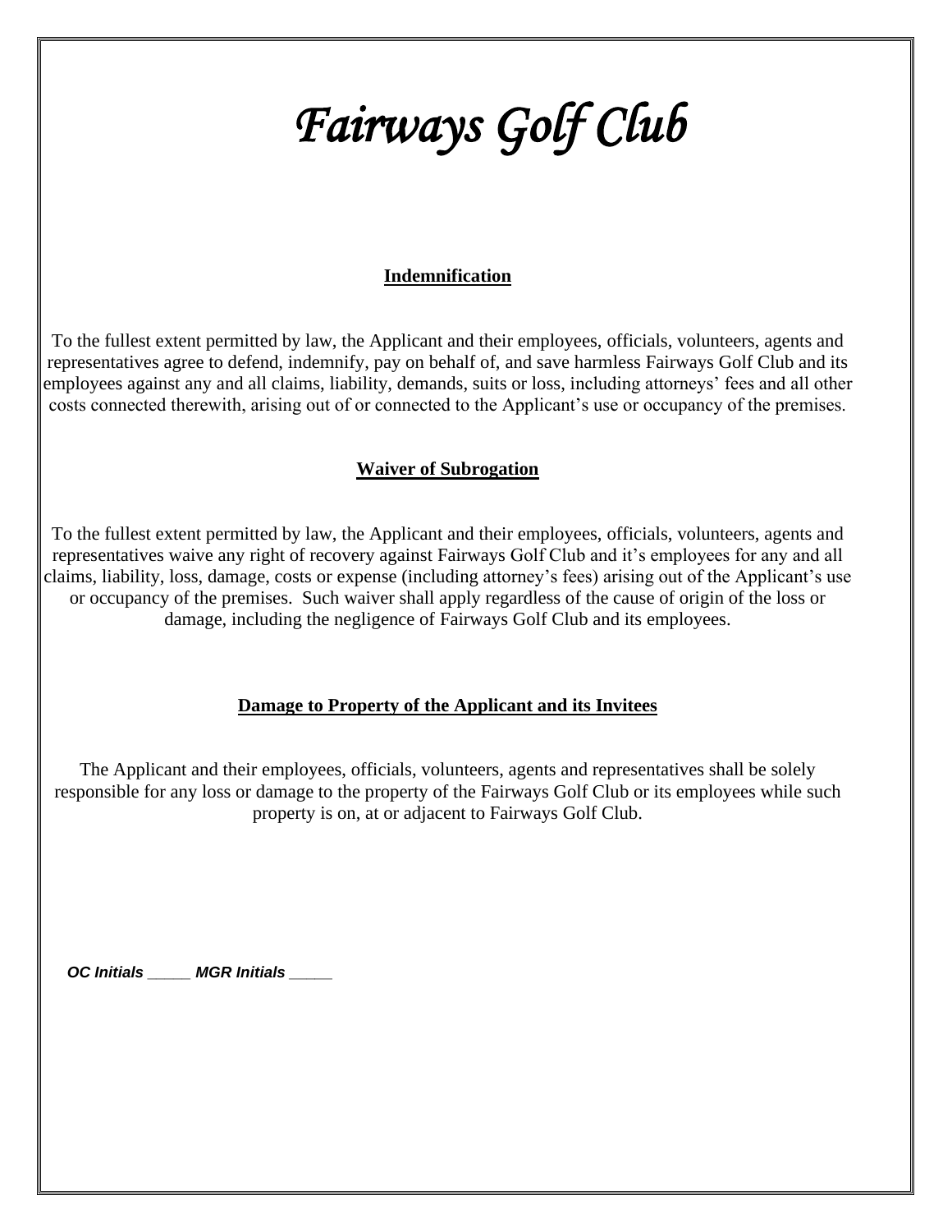# *Fairways Golf Club*

**Indemnification**

To the fullest extent permitted by law, the Applicant and their employees, officials, volunteers, agents and representatives agree to defend, indemnify, pay on behalf of, and save harmless Fairways Golf Club and its employees against any and all claims, liability, demands, suits or loss, including attorneys' fees and all other costs connected therewith, arising out of or connected to the Applicant's use or occupancy of the premises.

**Waiver of Subrogation**

To the fullest extent permitted by law, the Applicant and their employees, officials, volunteers, agents and representatives waive any right of recovery against Fairways Golf Club and it's employees for any and all claims, liability, loss, damage, costs or expense (including attorney's fees) arising out of the Applicant's use or occupancy of the premises. Such waiver shall apply regardless of the cause of origin of the loss or damage, including the negligence of Fairways Golf Club and its employees.

**Damage to Property of the Applicant and its Invitees**

The Applicant and their employees, officials, volunteers, agents and representatives shall be solely responsible for any loss or damage to the property of the Fairways Golf Club or its employees while such property is on, at or adjacent to Fairways Golf Club.

***OC Initials _____ MGR Initials _____***